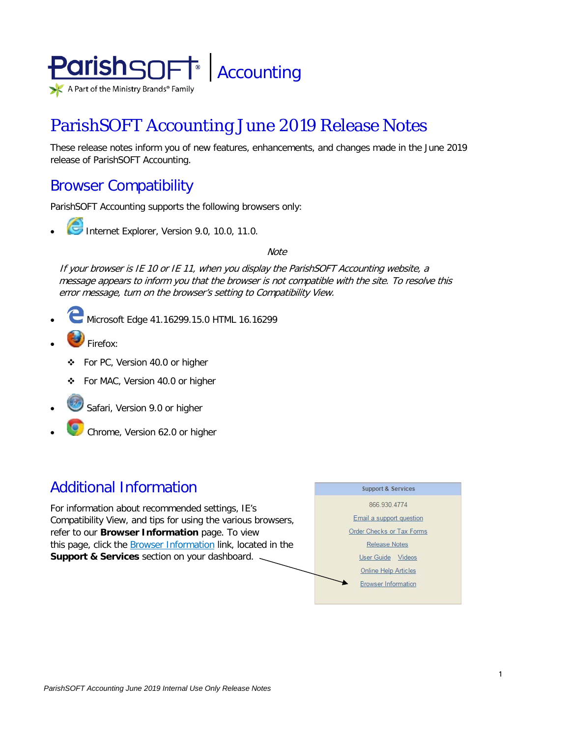ParishSOFT Accounting

A Part of the Ministry Brands® Family

# ParishSOFT Accounting June 2019 Release Notes

These release notes inform you of new features, enhancements, and changes made in the June 2019 release of ParishSOFT Accounting.

## Browser Compatibility

ParishSOFT Accounting supports the following browsers only:

- Internet Explorer, Version 9.0, 10.0, 11.0.

  *Note*

  *If your browser is IE 10 or IE 11, when you display the ParishSOFT Accounting website, a message appears to inform you that the browser is not compatible with the site. To resolve this error message, turn on the browser's setting to Compatibility View.*

- Microsoft Edge 41.16299.15.0 HTML 16.16299
- Firefox:
  - For PC, Version 40.0 or higher
  - For MAC, Version 40.0 or higher
- Safari, Version 9.0 or higher
- Chrome, Version 62.0 or higher

## Additional Information

For information about recommended settings, IE's Compatibility View, and tips for using the various browsers, refer to our **Browser Information** page. To view this page, click the Browser Information link, located in the **Support & Services** section on your dashboard.

**Support & Services**

866.930.4774

Email a support question

Order Checks or Tax Forms

Release Notes

User Guide Videos

Online Help Articles

Browser Information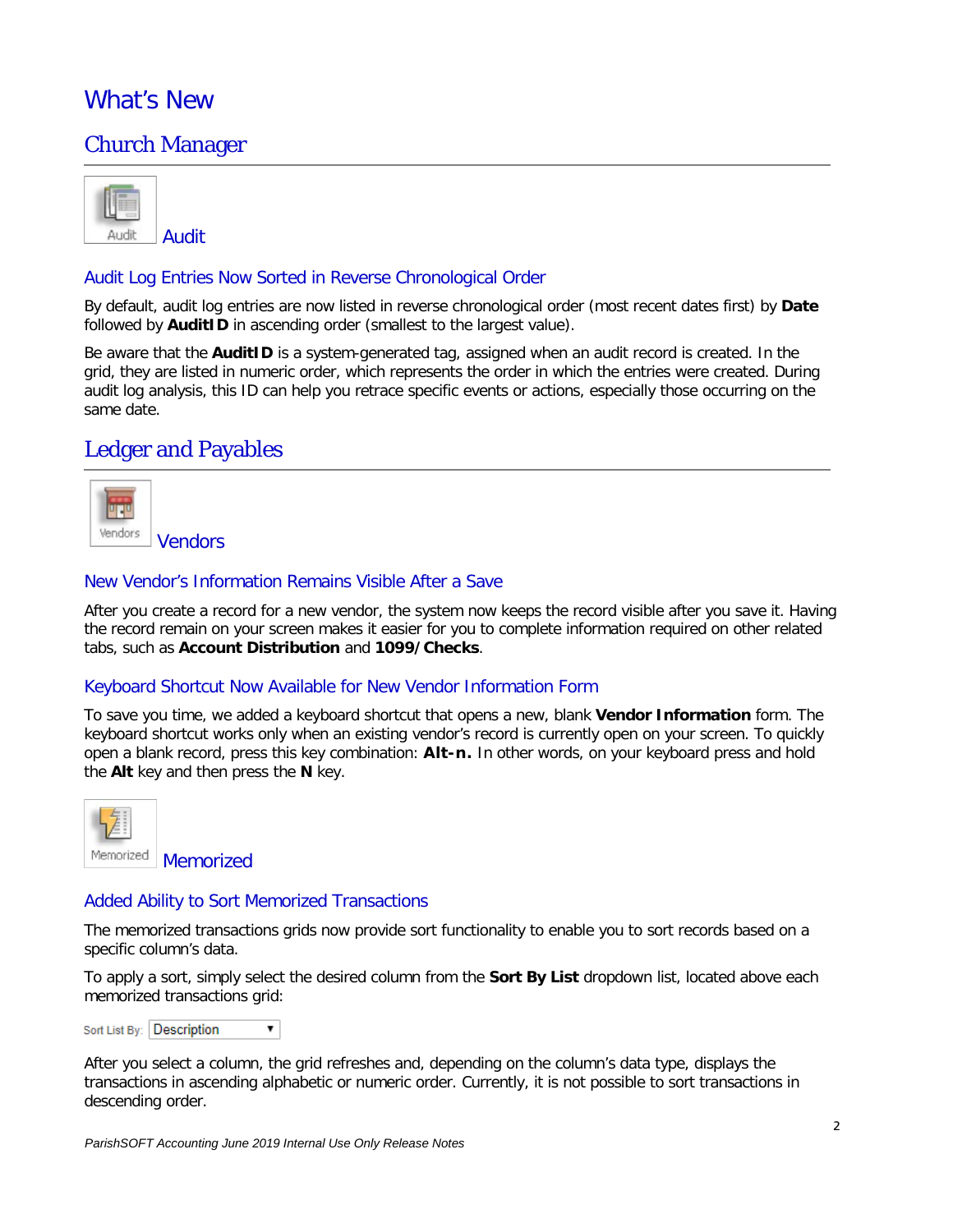# What's New

## Church Manager

### Audit

#### Audit Log Entries Now Sorted in Reverse Chronological Order

By default, audit log entries are now listed in reverse chronological order (most recent dates first) by **Date** followed by **AuditID** in ascending order (smallest to the largest value).

Be aware that the **AuditID** is a system-generated tag, assigned when an audit record is created. In the grid, they are listed in numeric order, which represents the order in which the entries were created. During audit log analysis, this ID can help you retrace specific events or actions, especially those occurring on the same date.

## Ledger and Payables

### Vendors

#### New Vendor's Information Remains Visible After a Save

After you create a record for a new vendor, the system now keeps the record visible after you save it. Having the record remain on your screen makes it easier for you to complete information required on other related tabs, such as **Account Distribution** and **1099/Checks**.

#### Keyboard Shortcut Now Available for New Vendor Information Form

To save you time, we added a keyboard shortcut that opens a new, blank **Vendor Information** form. The keyboard shortcut works only when an existing vendor's record is currently open on your screen. To quickly open a blank record, press this key combination: **Alt-n.** In other words, on your keyboard press and hold the **Alt** key and then press the **N** key.

### Memorized

#### Added Ability to Sort Memorized Transactions

The memorized transactions grids now provide sort functionality to enable you to sort records based on a specific column's data.

To apply a sort, simply select the desired column from the **Sort By List** dropdown list, located above each memorized transactions grid:

Sort List By: Description ▼

After you select a column, the grid refreshes and, depending on the column's data type, displays the transactions in ascending alphabetic or numeric order. Currently, it is not possible to sort transactions in descending order.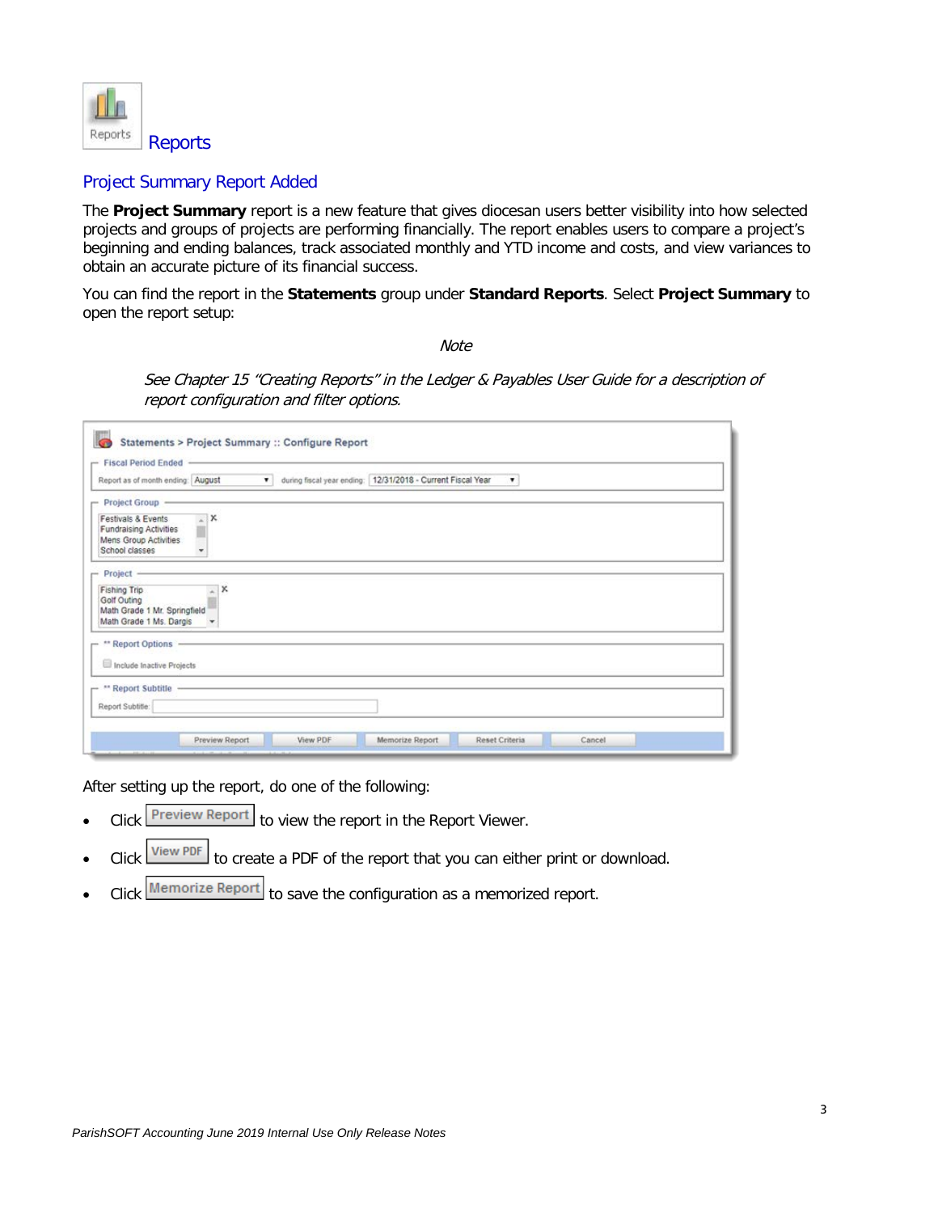# Reports

## Project Summary Report Added

The **Project Summary** report is a new feature that gives diocesan users better visibility into how selected projects and groups of projects are performing financially. The report enables users to compare a project's beginning and ending balances, track associated monthly and YTD income and costs, and view variances to obtain an accurate picture of its financial success.

You can find the report in the **Statements** group under **Standard Reports**. Select **Project Summary** to open the report setup:

*Note*

*See Chapter 15 "Creating Reports" in the Ledger & Payables User Guide for a description of report configuration and filter options.*

After setting up the report, do one of the following:

- Click **Preview Report** to view the report in the Report Viewer.
- Click **View PDF** to create a PDF of the report that you can either print or download.
- Click **Memorize Report** to save the configuration as a memorized report.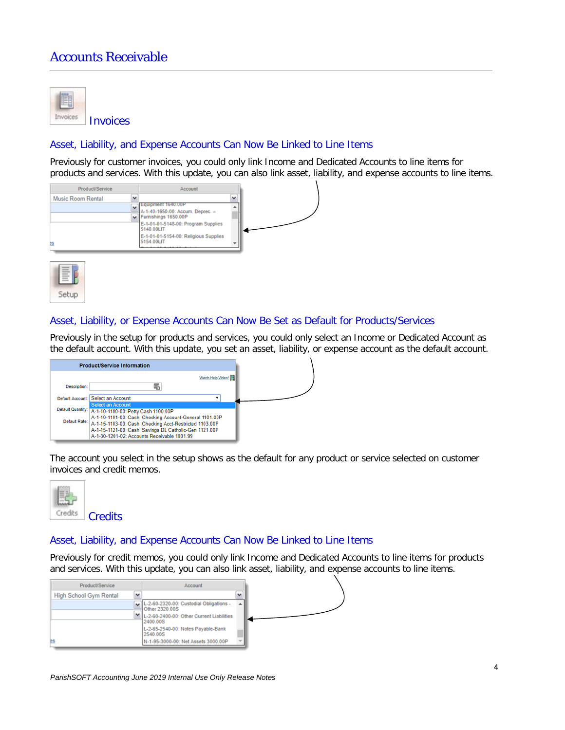# Accounts Receivable

## Invoices

### Asset, Liability, and Expense Accounts Can Now Be Linked to Line Items

Previously for customer invoices, you could only link Income and Dedicated Accounts to line items for products and services. With this update, you can also link asset, liability, and expense accounts to line items.

## Setup

### Asset, Liability, or Expense Accounts Can Now Be Set as Default for Products/Services

Previously in the setup for products and services, you could only select an Income or Dedicated Account as the default account. With this update, you set an asset, liability, or expense account as the default account.

The account you select in the setup shows as the default for any product or service selected on customer invoices and credit memos.

## Credits

### Asset, Liability, and Expense Accounts Can Now Be Linked to Line Items

Previously for credit memos, you could only link Income and Dedicated Accounts to line items for products and services. With this update, you can also link asset, liability, and expense accounts to line items.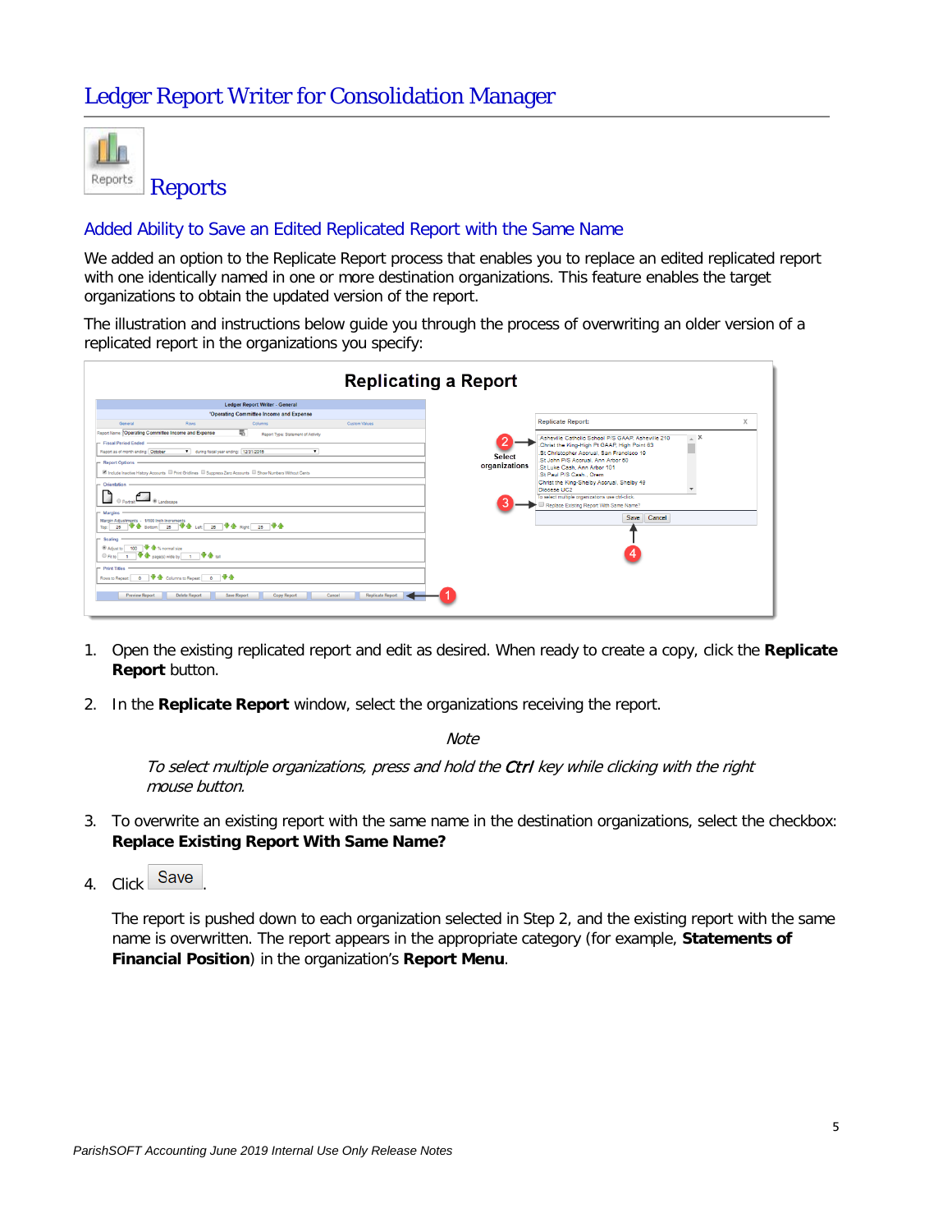# Ledger Report Writer for Consolidation Manager

## Reports

### Added Ability to Save an Edited Replicated Report with the Same Name

We added an option to the Replicate Report process that enables you to replace an edited replicated report with one identically named in one or more destination organizations. This feature enables the target organizations to obtain the updated version of the report.

The illustration and instructions below guide you through the process of overwriting an older version of a replicated report in the organizations you specify:

**Replicating a Report**

1. Open the existing replicated report and edit as desired. When ready to create a copy, click the **Replicate Report** button.

2. In the **Replicate Report** window, select the organizations receiving the report.

   *Note*

   *To select multiple organizations, press and hold the **Ctrl** key while clicking with the right mouse button.*

3. To overwrite an existing report with the same name in the destination organizations, select the checkbox: **Replace Existing Report With Same Name?**

4. Click Save.

   The report is pushed down to each organization selected in Step 2, and the existing report with the same name is overwritten. The report appears in the appropriate category (for example, **Statements of Financial Position**) in the organization's **Report Menu**.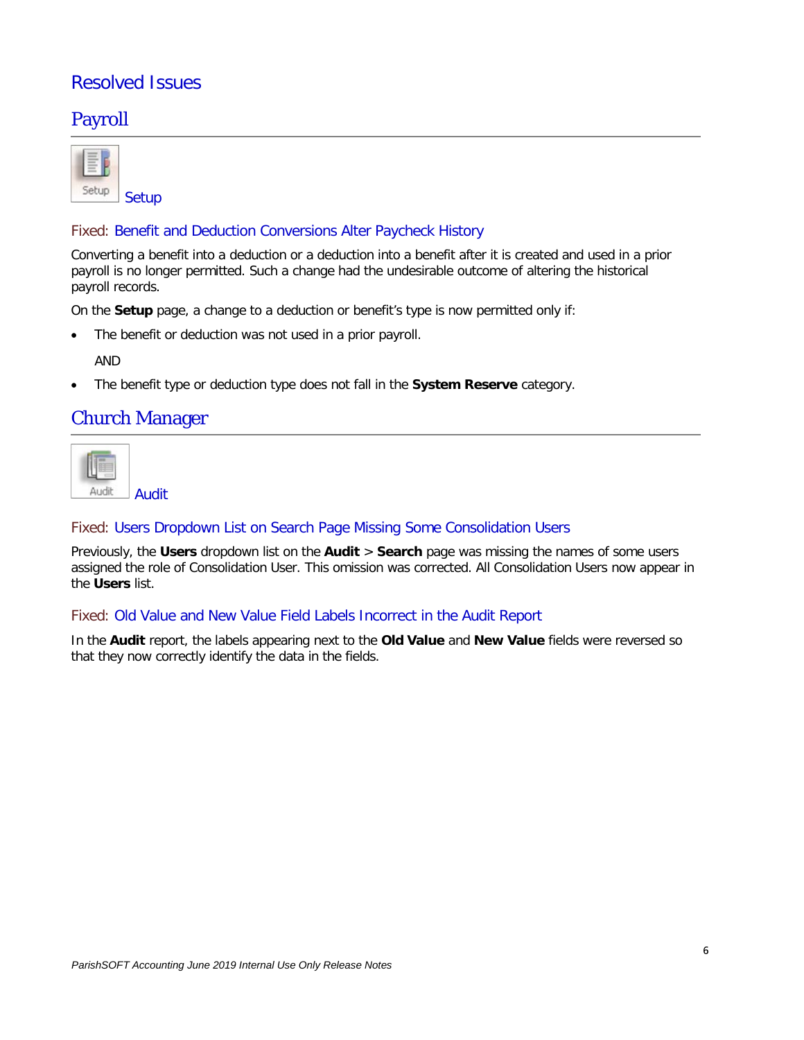# Resolved Issues

## Payroll

### Setup

#### Fixed: Benefit and Deduction Conversions Alter Paycheck History

Converting a benefit into a deduction or a deduction into a benefit after it is created and used in a prior payroll is no longer permitted. Such a change had the undesirable outcome of altering the historical payroll records.

On the **Setup** page, a change to a deduction or benefit's type is now permitted only if:

- The benefit or deduction was not used in a prior payroll.

  AND

- The benefit type or deduction type does not fall in the **System Reserve** category.

## Church Manager

### Audit

#### Fixed: Users Dropdown List on Search Page Missing Some Consolidation Users

Previously, the **Users** dropdown list on the **Audit** > **Search** page was missing the names of some users assigned the role of Consolidation User. This omission was corrected. All Consolidation Users now appear in the **Users** list.

#### Fixed: Old Value and New Value Field Labels Incorrect in the Audit Report

In the **Audit** report, the labels appearing next to the **Old Value** and **New Value** fields were reversed so that they now correctly identify the data in the fields.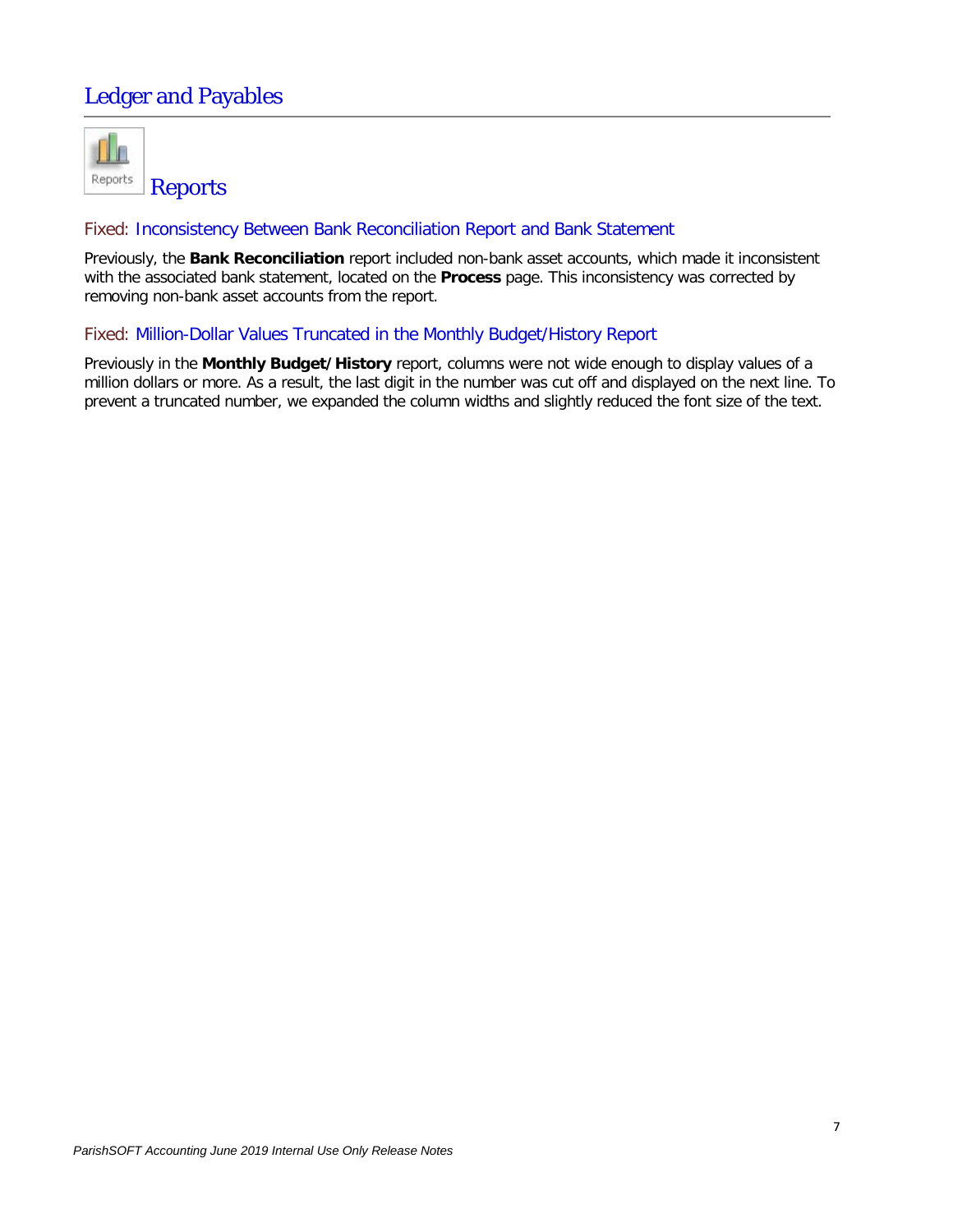# Ledger and Payables

## Reports

### Fixed: Inconsistency Between Bank Reconciliation Report and Bank Statement

Previously, the **Bank Reconciliation** report included non-bank asset accounts, which made it inconsistent with the associated bank statement, located on the **Process** page. This inconsistency was corrected by removing non-bank asset accounts from the report.

### Fixed: Million-Dollar Values Truncated in the Monthly Budget/History Report

Previously in the **Monthly Budget/History** report, columns were not wide enough to display values of a million dollars or more. As a result, the last digit in the number was cut off and displayed on the next line. To prevent a truncated number, we expanded the column widths and slightly reduced the font size of the text.